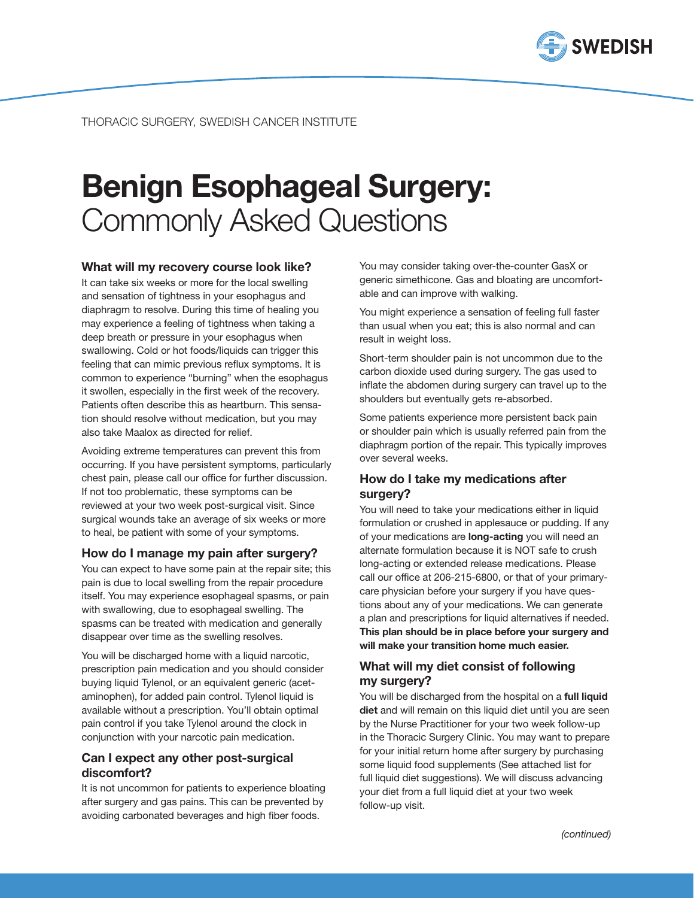THORACIC SURGERY, SWEDISH CANCER INSTITUTE

# **Benign Esophageal Surgery:** Commonly Asked Questions

## What will my recovery course look like?

It can take six weeks or more for the local swelling and sensation of tightness in your esophagus and diaphragm to resolve. During this time of healing you may experience a feeling of tightness when taking a deep breath or pressure in your esophagus when swallowing. Cold or hot foods/liquids can trigger this feeling that can mimic previous reflux symptoms. It is common to experience "burning" when the esophagus it swollen, especially in the first week of the recovery. Patients often describe this as heartburn. This sensation should resolve without medication, but you may also take Maalox as directed for relief.

Avoiding extreme temperatures can prevent this from occurring. If you have persistent symptoms, particularly chest pain, please call our office for further discussion. If not too problematic, these symptoms can be reviewed at your two week post-surgical visit. Since surgical wounds take an average of six weeks or more to heal, be patient with some of your symptoms.

## How do I manage my pain after surgery?

You can expect to have some pain at the repair site; this pain is due to local swelling from the repair procedure itself. You may experience esophageal spasms, or pain with swallowing, due to esophageal swelling. The spasms can be treated with medication and generally disappear over time as the swelling resolves.

You will be discharged home with a liquid narcotic, prescription pain medication and you should consider buying liquid Tylenol, or an equivalent generic (acetaminophen), for added pain control. Tylenol liquid is available without a prescription. You'll obtain optimal pain control if you take Tylenol around the clock in conjunction with your narcotic pain medication.

## Can I expect any other post-surgical discomfort?

It is not uncommon for patients to experience bloating after surgery and gas pains. This can be prevented by avoiding carbonated beverages and high fiber foods.

You may consider taking over-the-counter GasX or generic simethicone. Gas and bloating are uncomfortable and can improve with walking.

You might experience a sensation of feeling full faster than usual when you eat; this is also normal and can result in weight loss.

Short-term shoulder pain is not uncommon due to the carbon dioxide used during surgery. The gas used to inflate the abdomen during surgery can travel up to the shoulders but eventually gets re-absorbed.

Some patients experience more persistent back pain or shoulder pain which is usually referred pain from the diaphragm portion of the repair. This typically improves over several weeks.

## How do I take my medications after surgery?

You will need to take your medications either in liquid formulation or crushed in applesauce or pudding. If any of your medications are **long-acting** you will need an alternate formulation because it is NOT safe to crush long-acting or extended release medications. Please call our office at 206-215-6800, or that of your primary-care physician before your surgery if you have questions about any of your medications. We can generate a plan and prescriptions for liquid alternatives if needed. **This plan should be in place before your surgery and will make your transition home much easier.**

## What will my diet consist of following my surgery?

You will be discharged from the hospital on a **full liquid diet** and will remain on this liquid diet until you are seen by the Nurse Practitioner for your two week follow-up in the Thoracic Surgery Clinic. You may want to prepare for your initial return home after surgery by purchasing some liquid food supplements (See attached list for full liquid diet suggestions). We will discuss advancing your diet from a full liquid diet at your two week follow-up visit.

*(continued)*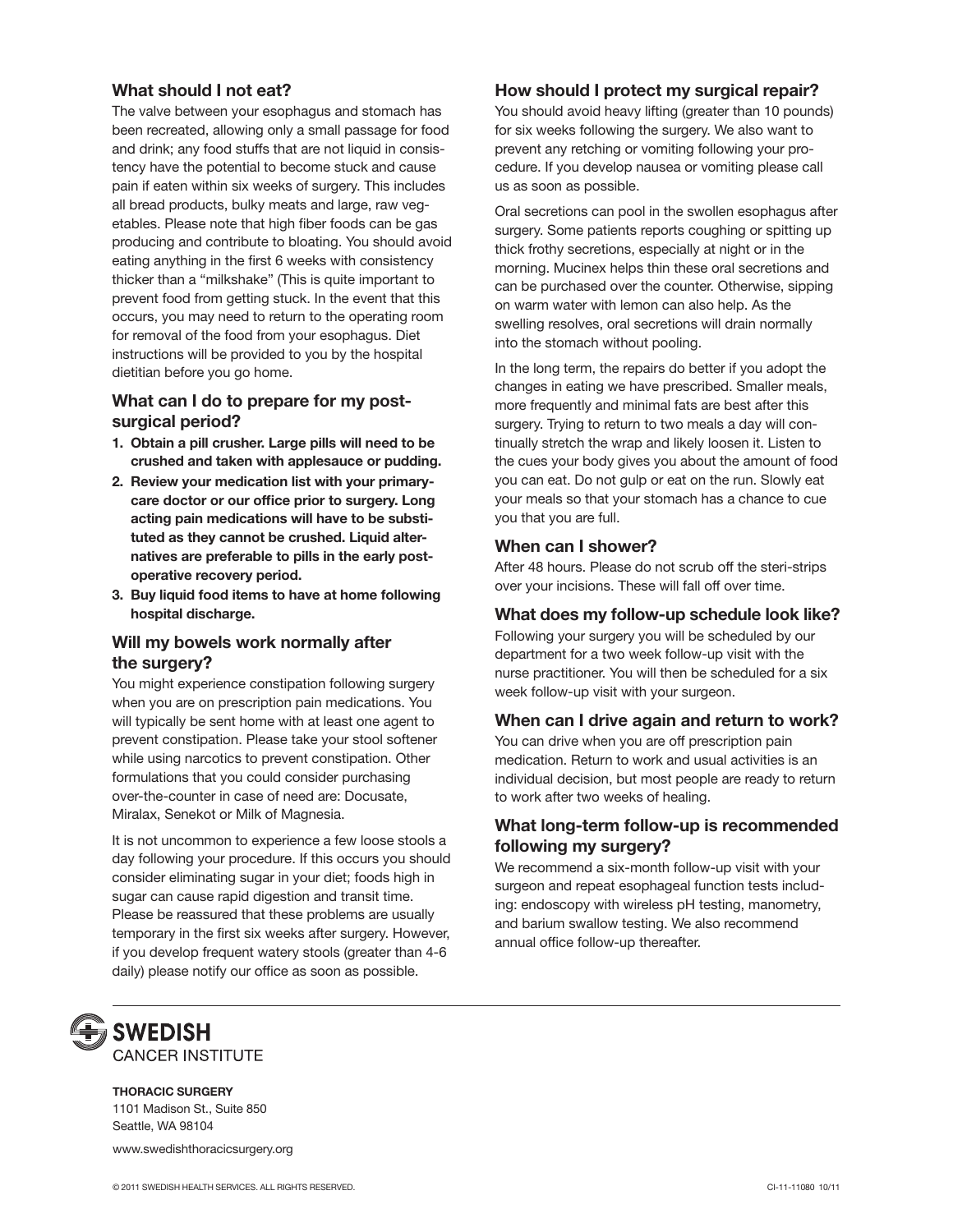## What should I not eat?

The valve between your esophagus and stomach has been recreated, allowing only a small passage for food and drink; any food stuffs that are not liquid in consistency have the potential to become stuck and cause pain if eaten within six weeks of surgery. This includes all bread products, bulky meats and large, raw vegetables. Please note that high fiber foods can be gas producing and contribute to bloating. You should avoid eating anything in the first 6 weeks with consistency thicker than a "milkshake" (This is quite important to prevent food from getting stuck. In the event that this occurs, you may need to return to the operating room for removal of the food from your esophagus. Diet instructions will be provided to you by the hospital dietitian before you go home.

## What can I do to prepare for my post-surgical period?

1. **Obtain a pill crusher. Large pills will need to be crushed and taken with applesauce or pudding.**
2. **Review your medication list with your primary-care doctor or our office prior to surgery. Long acting pain medications will have to be substituted as they cannot be crushed. Liquid alternatives are preferable to pills in the early post-operative recovery period.**
3. **Buy liquid food items to have at home following hospital discharge.**

## Will my bowels work normally after the surgery?

You might experience constipation following surgery when you are on prescription pain medications. You will typically be sent home with at least one agent to prevent constipation. Please take your stool softener while using narcotics to prevent constipation. Other formulations that you could consider purchasing over-the-counter in case of need are: Docusate, Miralax, Senekot or Milk of Magnesia.

It is not uncommon to experience a few loose stools a day following your procedure. If this occurs you should consider eliminating sugar in your diet; foods high in sugar can cause rapid digestion and transit time. Please be reassured that these problems are usually temporary in the first six weeks after surgery. However, if you develop frequent watery stools (greater than 4-6 daily) please notify our office as soon as possible.

## How should I protect my surgical repair?

You should avoid heavy lifting (greater than 10 pounds) for six weeks following the surgery. We also want to prevent any retching or vomiting following your procedure. If you develop nausea or vomiting please call us as soon as possible.

Oral secretions can pool in the swollen esophagus after surgery. Some patients reports coughing or spitting up thick frothy secretions, especially at night or in the morning. Mucinex helps thin these oral secretions and can be purchased over the counter. Otherwise, sipping on warm water with lemon can also help. As the swelling resolves, oral secretions will drain normally into the stomach without pooling.

In the long term, the repairs do better if you adopt the changes in eating we have prescribed. Smaller meals, more frequently and minimal fats are best after this surgery. Trying to return to two meals a day will continually stretch the wrap and likely loosen it. Listen to the cues your body gives you about the amount of food you can eat. Do not gulp or eat on the run. Slowly eat your meals so that your stomach has a chance to cue you that you are full.

## When can I shower?

After 48 hours. Please do not scrub off the steri-strips over your incisions. These will fall off over time.

## What does my follow-up schedule look like?

Following your surgery you will be scheduled by our department for a two week follow-up visit with the nurse practitioner. You will then be scheduled for a six week follow-up visit with your surgeon.

## When can I drive again and return to work?

You can drive when you are off prescription pain medication. Return to work and usual activities is an individual decision, but most people are ready to return to work after two weeks of healing.

## What long-term follow-up is recommended following my surgery?

We recommend a six-month follow-up visit with your surgeon and repeat esophageal function tests including: endoscopy with wireless pH testing, manometry, and barium swallow testing. We also recommend annual office follow-up thereafter.

---

SWEDISH
CANCER INSTITUTE

**THORACIC SURGERY**
1101 Madison St., Suite 850
Seattle, WA 98104

www.swedishthoracicsurgery.org

© 2011 SWEDISH HEALTH SERVICES. ALL RIGHTS RESERVED. CI-11-11080 10/11